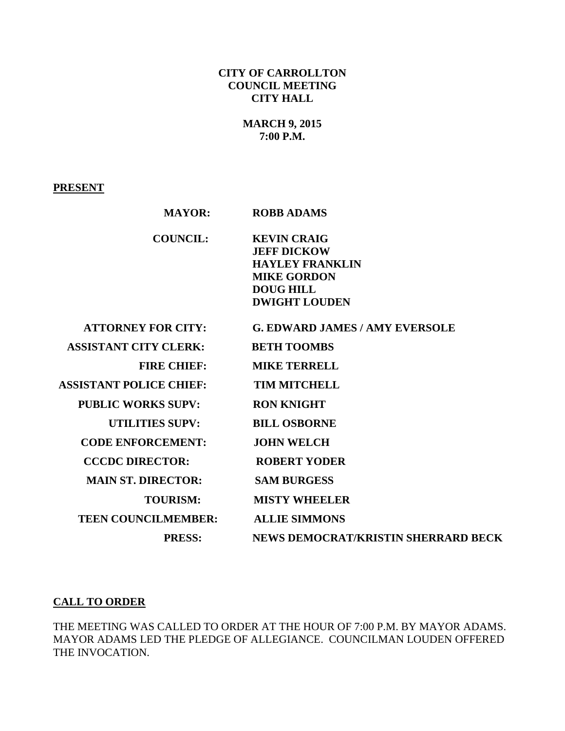**CITY OF CARROLLTON**
**COUNCIL MEETING**
**CITY HALL**

**MARCH 9, 2015**
**7:00 P.M.**

**PRESENT**

| | |
|---|---|
| **MAYOR:** | **ROBB ADAMS** |
| **COUNCIL:** | **KEVIN CRAIG**<br>**JEFF DICKOW**<br>**HAYLEY FRANKLIN**<br>**MIKE GORDON**<br>**DOUG HILL**<br>**DWIGHT LOUDEN** |
| **ATTORNEY FOR CITY:** | **G. EDWARD JAMES / AMY EVERSOLE** |
| **ASSISTANT CITY CLERK:** | **BETH TOOMBS** |
| **FIRE CHIEF:** | **MIKE TERRELL** |
| **ASSISTANT POLICE CHIEF:** | **TIM MITCHELL** |
| **PUBLIC WORKS SUPV:** | **RON KNIGHT** |
| **UTILITIES SUPV:** | **BILL OSBORNE** |
| **CODE ENFORCEMENT:** | **JOHN WELCH** |
| **CCCDC DIRECTOR:** | **ROBERT YODER** |
| **MAIN ST. DIRECTOR:** | **SAM BURGESS** |
| **TOURISM:** | **MISTY WHEELER** |
| **TEEN COUNCILMEMBER:** | **ALLIE SIMMONS** |
| **PRESS:** | **NEWS DEMOCRAT/KRISTIN SHERRARD BECK** |

**CALL TO ORDER**

THE MEETING WAS CALLED TO ORDER AT THE HOUR OF 7:00 P.M. BY MAYOR ADAMS. MAYOR ADAMS LED THE PLEDGE OF ALLEGIANCE. COUNCILMAN LOUDEN OFFERED THE INVOCATION.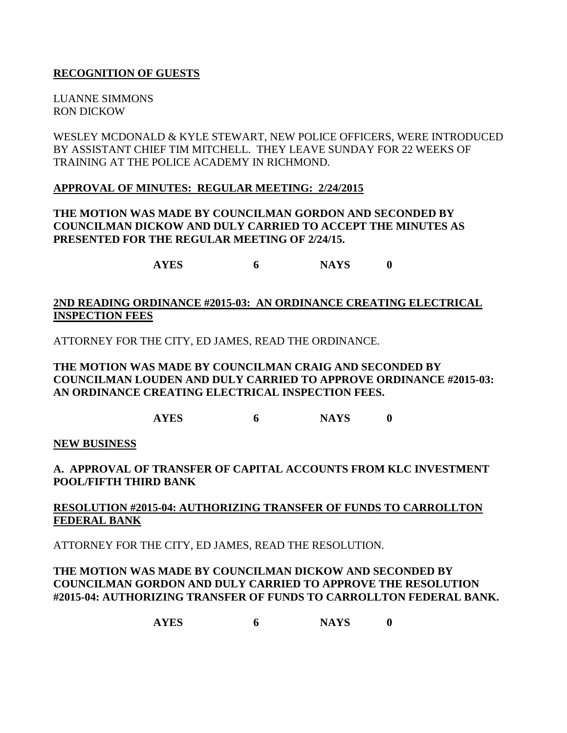**RECOGNITION OF GUESTS**

LUANNE SIMMONS
RON DICKOW

WESLEY MCDONALD & KYLE STEWART, NEW POLICE OFFICERS, WERE INTRODUCED BY ASSISTANT CHIEF TIM MITCHELL. THEY LEAVE SUNDAY FOR 22 WEEKS OF TRAINING AT THE POLICE ACADEMY IN RICHMOND.

**APPROVAL OF MINUTES: REGULAR MEETING: 2/24/2015**

**THE MOTION WAS MADE BY COUNCILMAN GORDON AND SECONDED BY COUNCILMAN DICKOW AND DULY CARRIED TO ACCEPT THE MINUTES AS PRESENTED FOR THE REGULAR MEETING OF 2/24/15.**

**AYES 6 NAYS 0**

**2ND READING ORDINANCE #2015-03: AN ORDINANCE CREATING ELECTRICAL INSPECTION FEES**

ATTORNEY FOR THE CITY, ED JAMES, READ THE ORDINANCE.

**THE MOTION WAS MADE BY COUNCILMAN CRAIG AND SECONDED BY COUNCILMAN LOUDEN AND DULY CARRIED TO APPROVE ORDINANCE #2015-03: AN ORDINANCE CREATING ELECTRICAL INSPECTION FEES.**

**AYES 6 NAYS 0**

**NEW BUSINESS**

**A. APPROVAL OF TRANSFER OF CAPITAL ACCOUNTS FROM KLC INVESTMENT POOL/FIFTH THIRD BANK**

**RESOLUTION #2015-04: AUTHORIZING TRANSFER OF FUNDS TO CARROLLTON FEDERAL BANK**

ATTORNEY FOR THE CITY, ED JAMES, READ THE RESOLUTION.

**THE MOTION WAS MADE BY COUNCILMAN DICKOW AND SECONDED BY COUNCILMAN GORDON AND DULY CARRIED TO APPROVE THE RESOLUTION #2015-04: AUTHORIZING TRANSFER OF FUNDS TO CARROLLTON FEDERAL BANK.**

**AYES 6 NAYS 0**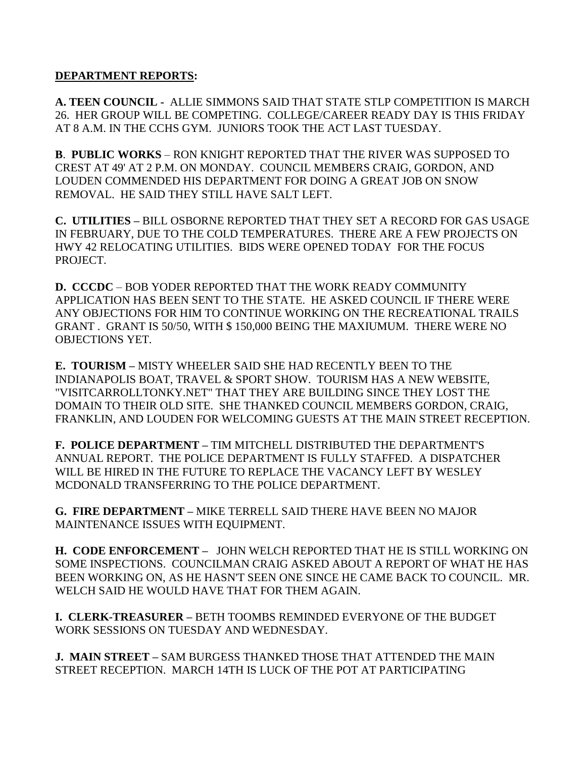**DEPARTMENT REPORTS:**

**A. TEEN COUNCIL -** ALLIE SIMMONS SAID THAT STATE STLP COMPETITION IS MARCH 26. HER GROUP WILL BE COMPETING. COLLEGE/CAREER READY DAY IS THIS FRIDAY AT 8 A.M. IN THE CCHS GYM. JUNIORS TOOK THE ACT LAST TUESDAY.

**B. PUBLIC WORKS** – RON KNIGHT REPORTED THAT THE RIVER WAS SUPPOSED TO CREST AT 49' AT 2 P.M. ON MONDAY. COUNCIL MEMBERS CRAIG, GORDON, AND LOUDEN COMMENDED HIS DEPARTMENT FOR DOING A GREAT JOB ON SNOW REMOVAL. HE SAID THEY STILL HAVE SALT LEFT.

**C. UTILITIES –** BILL OSBORNE REPORTED THAT THEY SET A RECORD FOR GAS USAGE IN FEBRUARY, DUE TO THE COLD TEMPERATURES. THERE ARE A FEW PROJECTS ON HWY 42 RELOCATING UTILITIES. BIDS WERE OPENED TODAY FOR THE FOCUS PROJECT.

**D. CCCDC** – BOB YODER REPORTED THAT THE WORK READY COMMUNITY APPLICATION HAS BEEN SENT TO THE STATE. HE ASKED COUNCIL IF THERE WERE ANY OBJECTIONS FOR HIM TO CONTINUE WORKING ON THE RECREATIONAL TRAILS GRANT . GRANT IS 50/50, WITH $ 150,000 BEING THE MAXIUMUM. THERE WERE NO OBJECTIONS YET.

**E. TOURISM –** MISTY WHEELER SAID SHE HAD RECENTLY BEEN TO THE INDIANAPOLIS BOAT, TRAVEL & SPORT SHOW. TOURISM HAS A NEW WEBSITE, "VISITCARROLLTONKY.NET" THAT THEY ARE BUILDING SINCE THEY LOST THE DOMAIN TO THEIR OLD SITE. SHE THANKED COUNCIL MEMBERS GORDON, CRAIG, FRANKLIN, AND LOUDEN FOR WELCOMING GUESTS AT THE MAIN STREET RECEPTION.

**F. POLICE DEPARTMENT –** TIM MITCHELL DISTRIBUTED THE DEPARTMENT'S ANNUAL REPORT. THE POLICE DEPARTMENT IS FULLY STAFFED. A DISPATCHER WILL BE HIRED IN THE FUTURE TO REPLACE THE VACANCY LEFT BY WESLEY MCDONALD TRANSFERRING TO THE POLICE DEPARTMENT.

**G. FIRE DEPARTMENT –** MIKE TERRELL SAID THERE HAVE BEEN NO MAJOR MAINTENANCE ISSUES WITH EQUIPMENT.

**H. CODE ENFORCEMENT –** JOHN WELCH REPORTED THAT HE IS STILL WORKING ON SOME INSPECTIONS. COUNCILMAN CRAIG ASKED ABOUT A REPORT OF WHAT HE HAS BEEN WORKING ON, AS HE HASN'T SEEN ONE SINCE HE CAME BACK TO COUNCIL. MR. WELCH SAID HE WOULD HAVE THAT FOR THEM AGAIN.

**I. CLERK-TREASURER –** BETH TOOMBS REMINDED EVERYONE OF THE BUDGET WORK SESSIONS ON TUESDAY AND WEDNESDAY.

**J. MAIN STREET –** SAM BURGESS THANKED THOSE THAT ATTENDED THE MAIN STREET RECEPTION. MARCH 14TH IS LUCK OF THE POT AT PARTICIPATING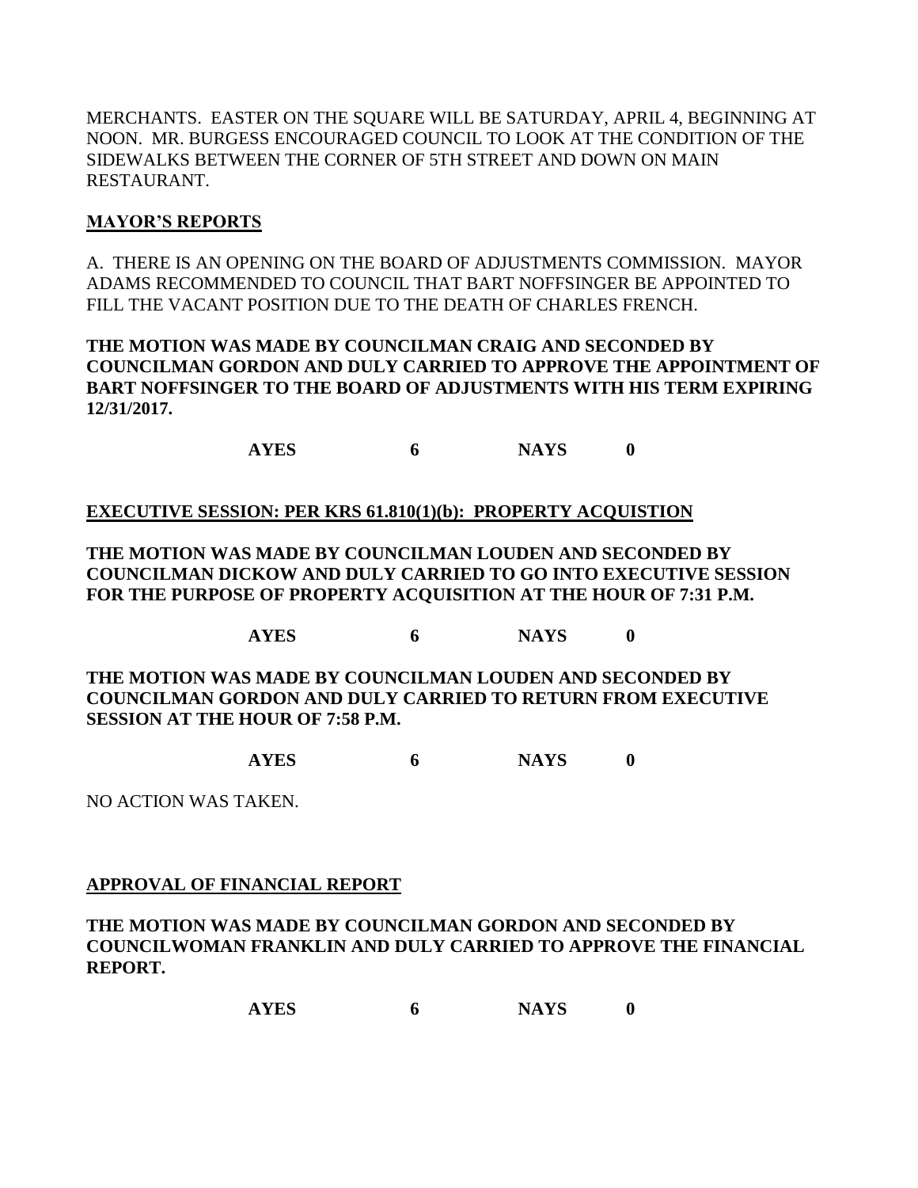MERCHANTS. EASTER ON THE SQUARE WILL BE SATURDAY, APRIL 4, BEGINNING AT NOON. MR. BURGESS ENCOURAGED COUNCIL TO LOOK AT THE CONDITION OF THE SIDEWALKS BETWEEN THE CORNER OF 5TH STREET AND DOWN ON MAIN RESTAURANT.

**MAYOR'S REPORTS**

A. THERE IS AN OPENING ON THE BOARD OF ADJUSTMENTS COMMISSION. MAYOR ADAMS RECOMMENDED TO COUNCIL THAT BART NOFFSINGER BE APPOINTED TO FILL THE VACANT POSITION DUE TO THE DEATH OF CHARLES FRENCH.

**THE MOTION WAS MADE BY COUNCILMAN CRAIG AND SECONDED BY COUNCILMAN GORDON AND DULY CARRIED TO APPROVE THE APPOINTMENT OF BART NOFFSINGER TO THE BOARD OF ADJUSTMENTS WITH HIS TERM EXPIRING 12/31/2017.**

**AYES 6 NAYS 0**

**EXECUTIVE SESSION: PER KRS 61.810(1)(b): PROPERTY ACQUISTION**

**THE MOTION WAS MADE BY COUNCILMAN LOUDEN AND SECONDED BY COUNCILMAN DICKOW AND DULY CARRIED TO GO INTO EXECUTIVE SESSION FOR THE PURPOSE OF PROPERTY ACQUISITION AT THE HOUR OF 7:31 P.M.**

**AYES 6 NAYS 0**

**THE MOTION WAS MADE BY COUNCILMAN LOUDEN AND SECONDED BY COUNCILMAN GORDON AND DULY CARRIED TO RETURN FROM EXECUTIVE SESSION AT THE HOUR OF 7:58 P.M.**

**AYES 6 NAYS 0**

NO ACTION WAS TAKEN.

**APPROVAL OF FINANCIAL REPORT**

**THE MOTION WAS MADE BY COUNCILMAN GORDON AND SECONDED BY COUNCILWOMAN FRANKLIN AND DULY CARRIED TO APPROVE THE FINANCIAL REPORT.**

**AYES 6 NAYS 0**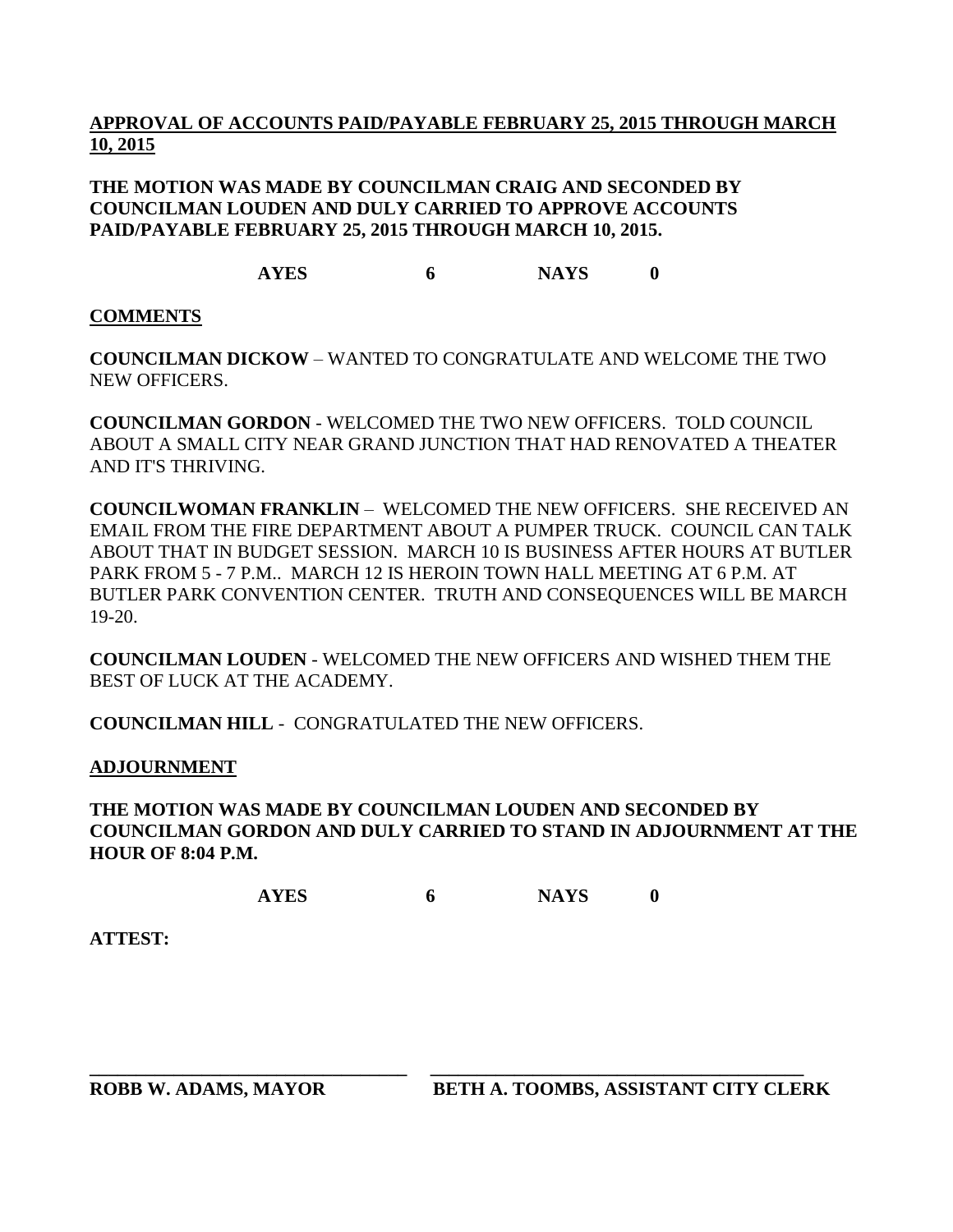**APPROVAL OF ACCOUNTS PAID/PAYABLE FEBRUARY 25, 2015 THROUGH MARCH 10, 2015**

**THE MOTION WAS MADE BY COUNCILMAN CRAIG AND SECONDED BY COUNCILMAN LOUDEN AND DULY CARRIED TO APPROVE ACCOUNTS PAID/PAYABLE FEBRUARY 25, 2015 THROUGH MARCH 10, 2015.**

**AYES 6 NAYS 0**

**COMMENTS**

**COUNCILMAN DICKOW** – WANTED TO CONGRATULATE AND WELCOME THE TWO NEW OFFICERS.

**COUNCILMAN GORDON** - WELCOMED THE TWO NEW OFFICERS. TOLD COUNCIL ABOUT A SMALL CITY NEAR GRAND JUNCTION THAT HAD RENOVATED A THEATER AND IT'S THRIVING.

**COUNCILWOMAN FRANKLIN** – WELCOMED THE NEW OFFICERS. SHE RECEIVED AN EMAIL FROM THE FIRE DEPARTMENT ABOUT A PUMPER TRUCK. COUNCIL CAN TALK ABOUT THAT IN BUDGET SESSION. MARCH 10 IS BUSINESS AFTER HOURS AT BUTLER PARK FROM 5 - 7 P.M.. MARCH 12 IS HEROIN TOWN HALL MEETING AT 6 P.M. AT BUTLER PARK CONVENTION CENTER. TRUTH AND CONSEQUENCES WILL BE MARCH 19-20.

**COUNCILMAN LOUDEN** - WELCOMED THE NEW OFFICERS AND WISHED THEM THE BEST OF LUCK AT THE ACADEMY.

**COUNCILMAN HILL** - CONGRATULATED THE NEW OFFICERS.

**ADJOURNMENT**

**THE MOTION WAS MADE BY COUNCILMAN LOUDEN AND SECONDED BY COUNCILMAN GORDON AND DULY CARRIED TO STAND IN ADJOURNMENT AT THE HOUR OF 8:04 P.M.**

**AYES 6 NAYS 0**

**ATTEST:**

______________________________ ______________________________

**ROBB W. ADAMS, MAYOR** **BETH A. TOOMBS, ASSISTANT CITY CLERK**